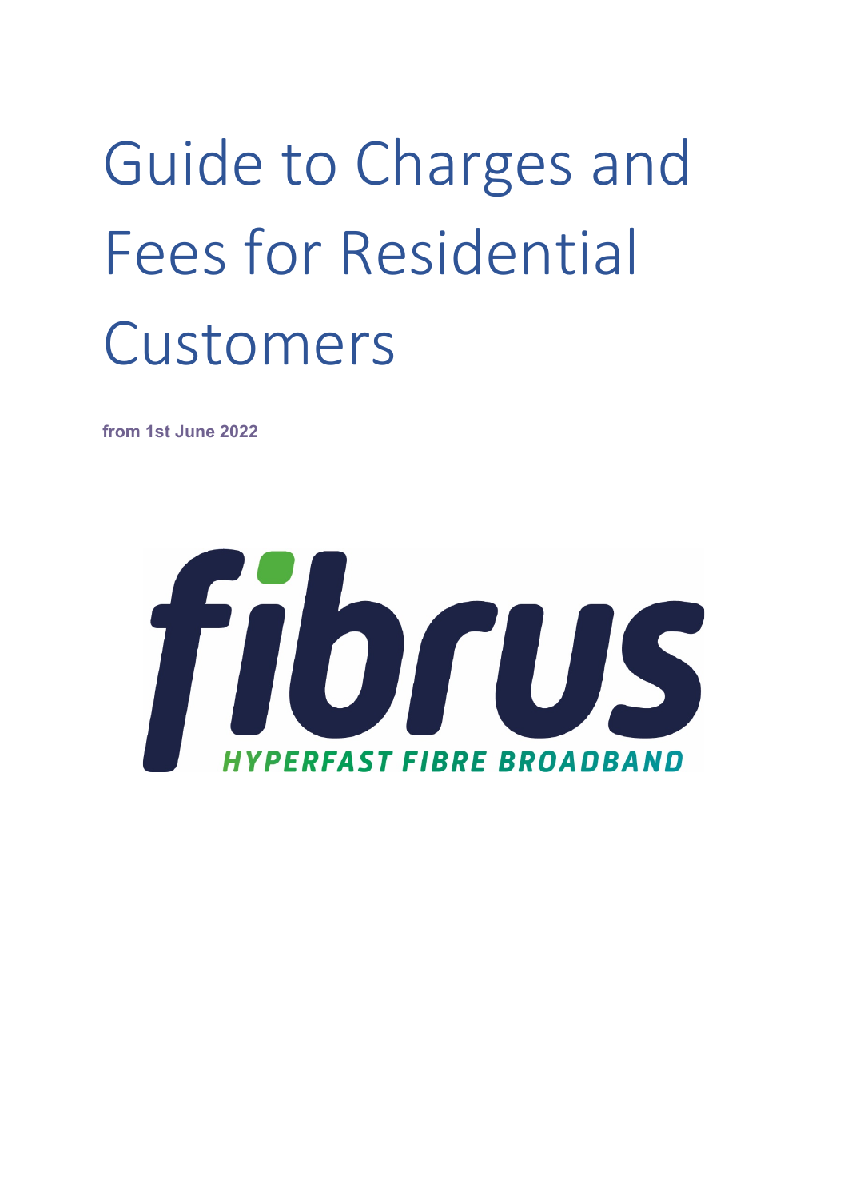# Guide to Charges and Fees for Residential Customers

**from 1st June 2022**

fibrus

HYPERFAST FIBRE BROADBAND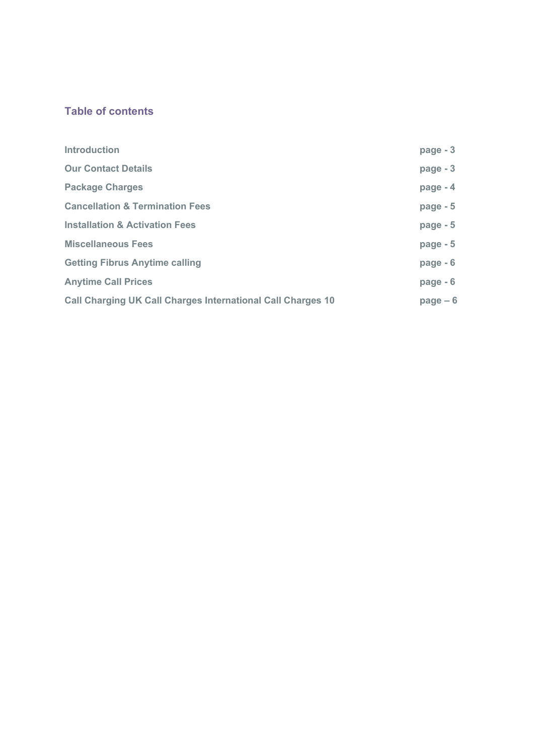## Table of contents

| | |
|---|---|
| **Introduction** | **page - 3** |
| **Our Contact Details** | **page - 3** |
| **Package Charges** | **page - 4** |
| **Cancellation & Termination Fees** | **page - 5** |
| **Installation & Activation Fees** | **page - 5** |
| **Miscellaneous Fees** | **page - 5** |
| **Getting Fibrus Anytime calling** | **page - 6** |
| **Anytime Call Prices** | **page - 6** |
| **Call Charging UK Call Charges International Call Charges 10** | **page – 6** |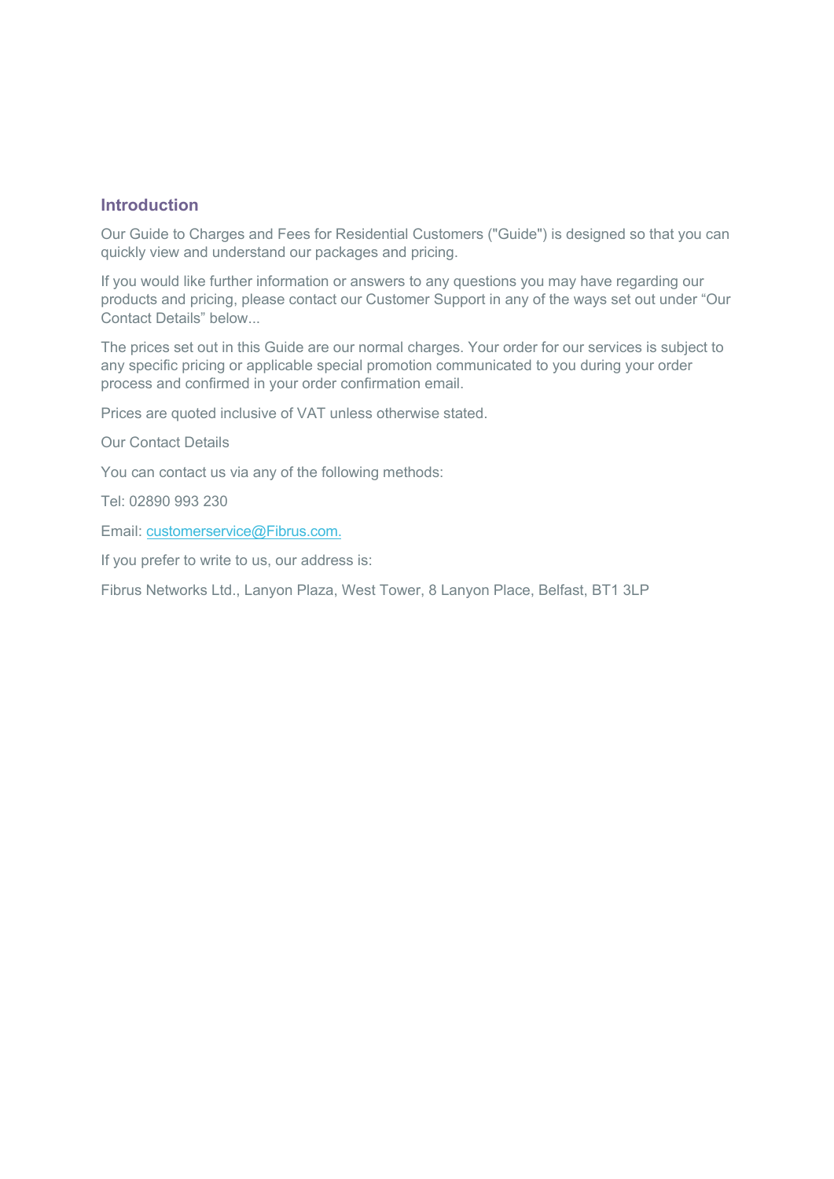## Introduction

Our Guide to Charges and Fees for Residential Customers ("Guide") is designed so that you can quickly view and understand our packages and pricing.

If you would like further information or answers to any questions you may have regarding our products and pricing, please contact our Customer Support in any of the ways set out under “Our Contact Details” below...

The prices set out in this Guide are our normal charges. Your order for our services is subject to any specific pricing or applicable special promotion communicated to you during your order process and confirmed in your order confirmation email.

Prices are quoted inclusive of VAT unless otherwise stated.

Our Contact Details

You can contact us via any of the following methods:

Tel: 02890 993 230

Email: customerservice@Fibrus.com.

If you prefer to write to us, our address is:

Fibrus Networks Ltd., Lanyon Plaza, West Tower, 8 Lanyon Place, Belfast, BT1 3LP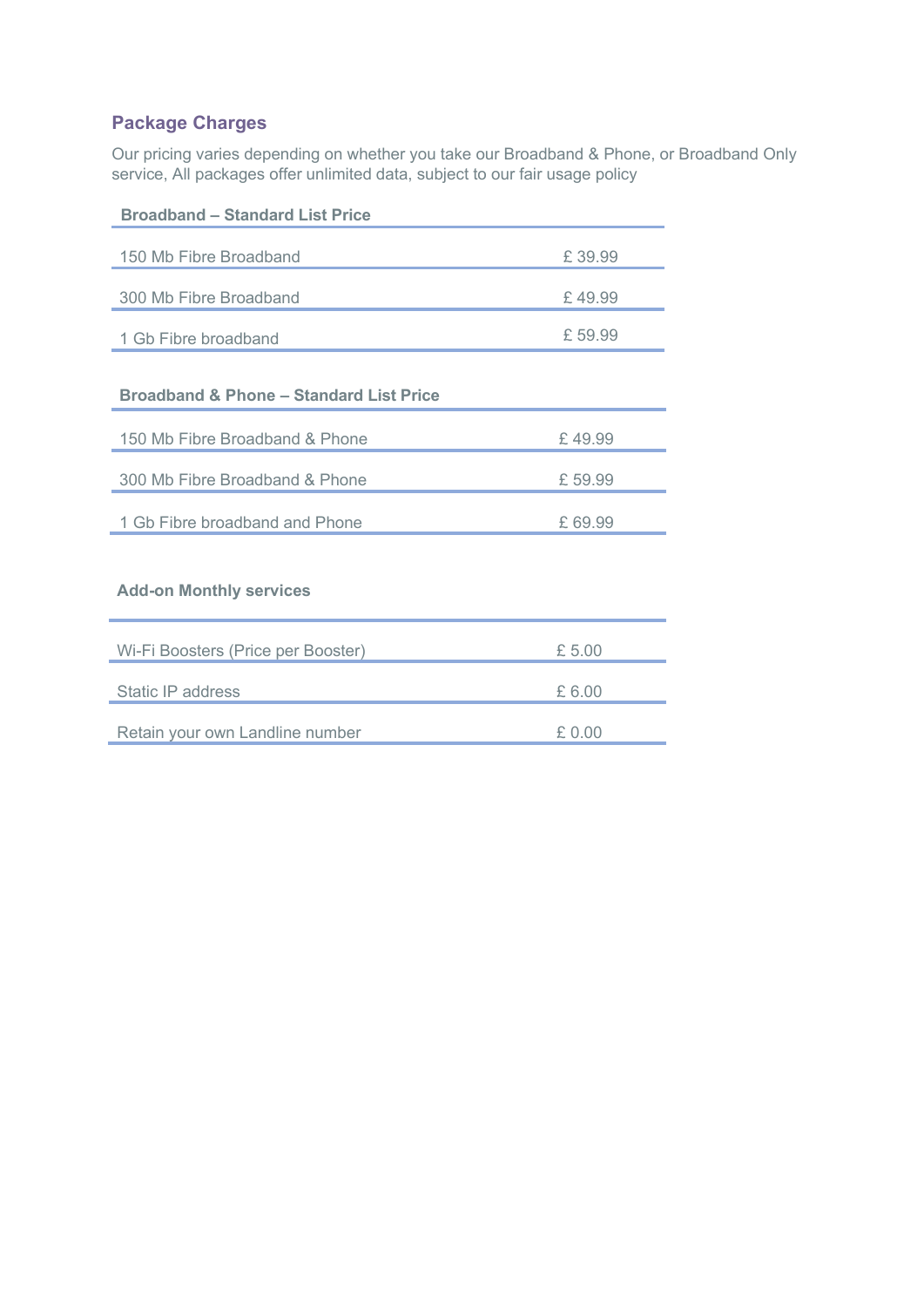## Package Charges

Our pricing varies depending on whether you take our Broadband & Phone, or Broadband Only service, All packages offer unlimited data, subject to our fair usage policy

| Broadband – Standard List Price | |
|---|---|
| 150 Mb Fibre Broadband | £ 39.99 |
| 300 Mb Fibre Broadband | £ 49.99 |
| 1 Gb Fibre broadband | £ 59.99 |

| Broadband & Phone – Standard List Price | |
|---|---|
| 150 Mb Fibre Broadband & Phone | £ 49.99 |
| 300 Mb Fibre Broadband & Phone | £ 59.99 |
| 1 Gb Fibre broadband and Phone | £ 69.99 |

| Add-on Monthly services | |
|---|---|
| Wi-Fi Boosters (Price per Booster) | £ 5.00 |
| Static IP address | £ 6.00 |
| Retain your own Landline number | £ 0.00 |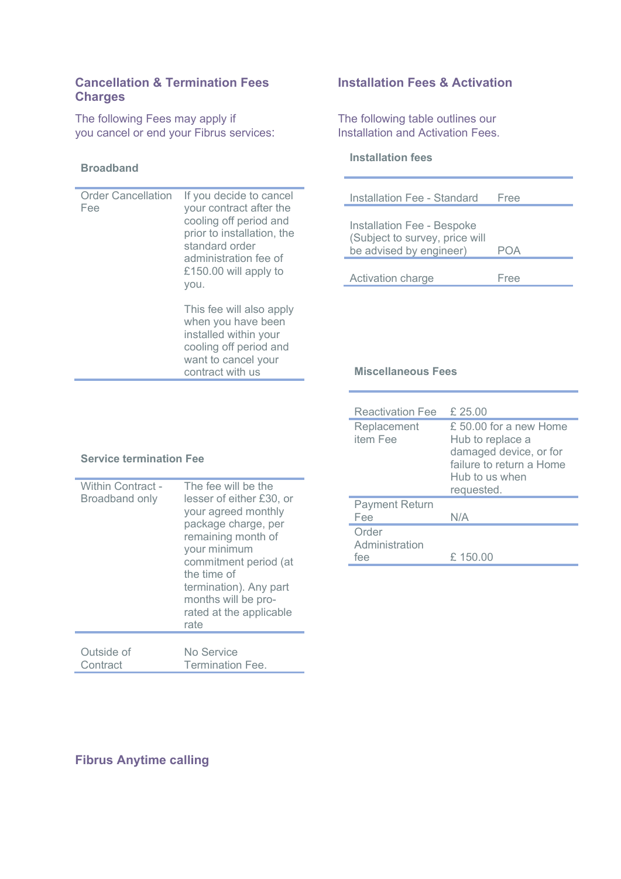## Cancellation & Termination Fees Charges

The following Fees may apply if you cancel or end your Fibrus services:

### Broadband

| | |
|---|---|
| Order Cancellation Fee | If you decide to cancel your contract after the cooling off period and prior to installation, the standard order administration fee of £150.00 will apply to you.<br><br>This fee will also apply when you have been installed within your cooling off period and want to cancel your contract with us |

### Service termination Fee

| | |
|---|---|
| Within Contract - Broadband only | The fee will be the lesser of either £30, or your agreed monthly package charge, per remaining month of your minimum commitment period (at the time of termination). Any part months will be pro-rated at the applicable rate |
| Outside of Contract | No Service Termination Fee. |

## Installation Fees & Activation

The following table outlines our Installation and Activation Fees.

### Installation fees

| | |
|---|---|
| Installation Fee - Standard | Free |
| Installation Fee - Bespoke (Subject to survey, price will be advised by engineer) | POA |
| Activation charge | Free |

### Miscellaneous Fees

| | |
|---|---|
| Reactivation Fee | £ 25.00 |
| Replacement item Fee | £ 50.00 for a new Home Hub to replace a damaged device, or for failure to return a Home Hub to us when requested. |
| Payment Return Fee | N/A |
| Order Administration fee | £ 150.00 |

## Fibrus Anytime calling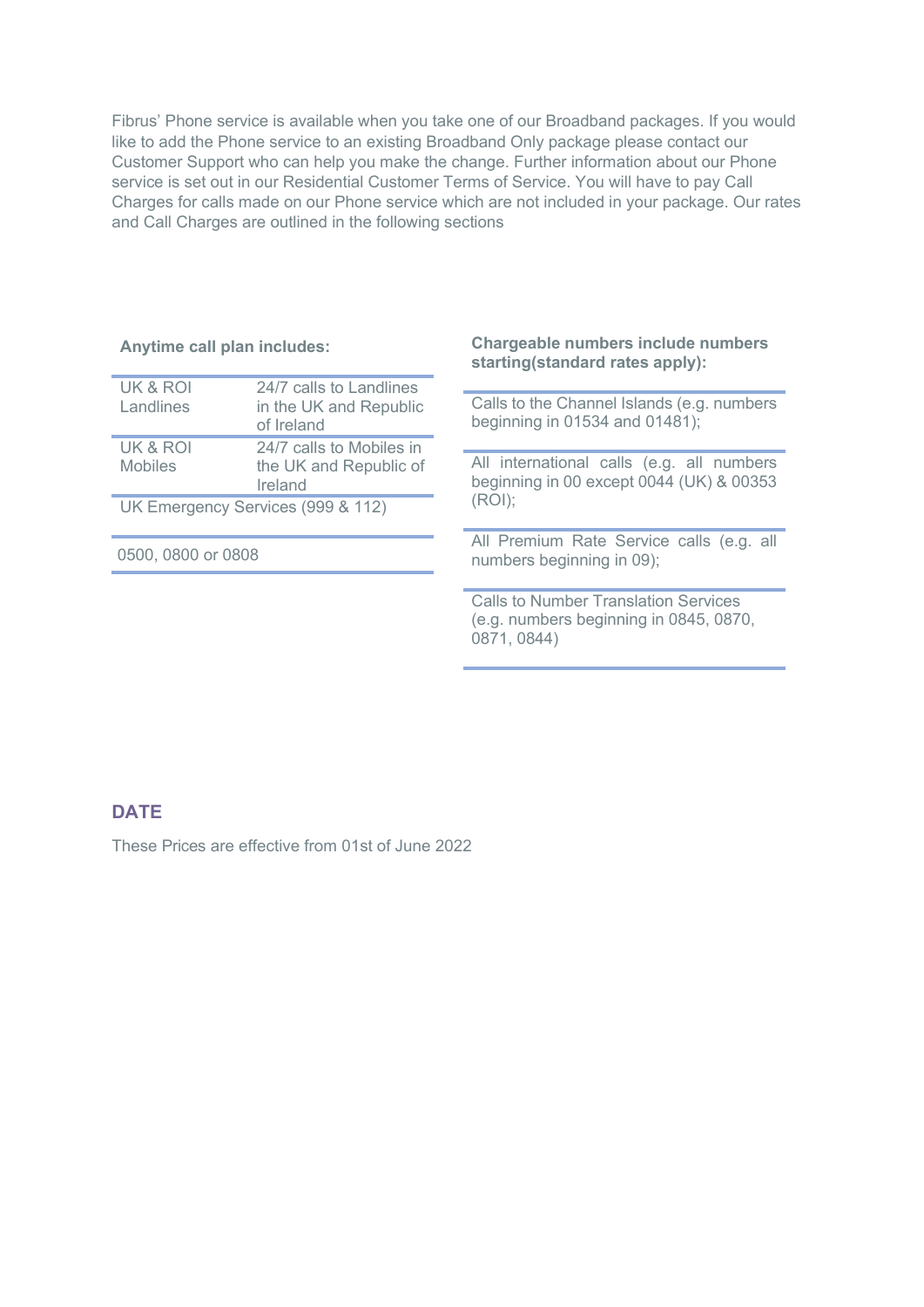Fibrus' Phone service is available when you take one of our Broadband packages. If you would like to add the Phone service to an existing Broadband Only package please contact our Customer Support who can help you make the change. Further information about our Phone service is set out in our Residential Customer Terms of Service. You will have to pay Call Charges for calls made on our Phone service which are not included in your package. Our rates and Call Charges are outlined in the following sections

**Anytime call plan includes:**

| | |
|---|---|
| UK & ROI Landlines | 24/7 calls to Landlines in the UK and Republic of Ireland |
| UK & ROI Mobiles | 24/7 calls to Mobiles in the UK and Republic of Ireland |
| UK Emergency Services (999 & 112) | |
| 0500, 0800 or 0808 | |

**Chargeable numbers include numbers starting(standard rates apply):**

| |
|---|
| Calls to the Channel Islands (e.g. numbers beginning in 01534 and 01481); |
| All international calls (e.g. all numbers beginning in 00 except 0044 (UK) & 00353 (ROI); |
| All Premium Rate Service calls (e.g. all numbers beginning in 09); |
| Calls to Number Translation Services (e.g. numbers beginning in 0845, 0870, 0871, 0844) |

## DATE

These Prices are effective from 01st of June 2022